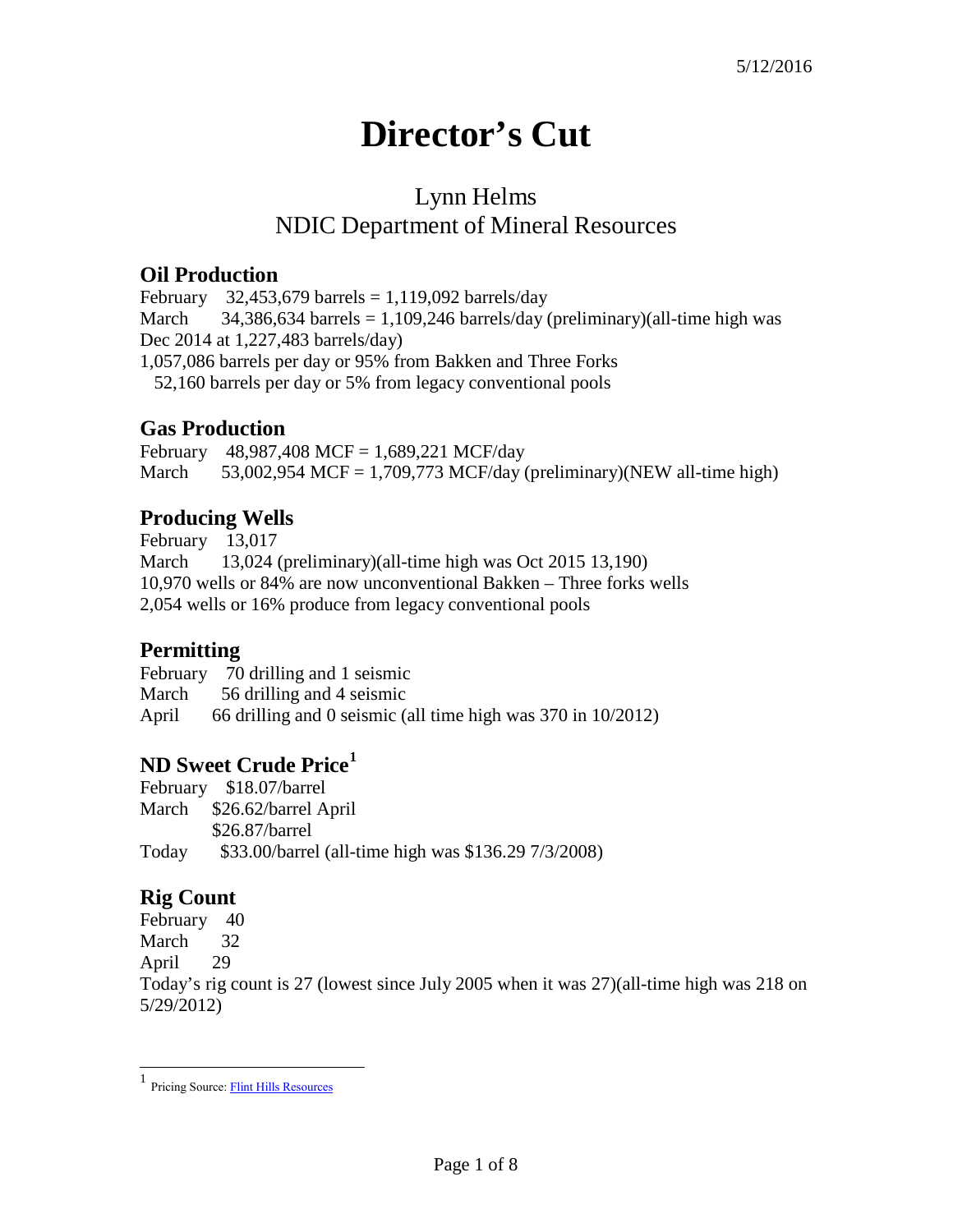5/12/2016

# Director's Cut

## Lynn Helms
## NDIC Department of Mineral Resources

### Oil Production

February 32,453,679 barrels = 1,119,092 barrels/day
March 34,386,634 barrels = 1,109,246 barrels/day (preliminary)(all-time high was Dec 2014 at 1,227,483 barrels/day)
1,057,086 barrels per day or 95% from Bakken and Three Forks
52,160 barrels per day or 5% from legacy conventional pools

### Gas Production

February 48,987,408 MCF = 1,689,221 MCF/day
March 53,002,954 MCF = 1,709,773 MCF/day (preliminary)(NEW all-time high)

### Producing Wells

February 13,017
March 13,024 (preliminary)(all-time high was Oct 2015 13,190)
10,970 wells or 84% are now unconventional Bakken – Three forks wells
2,054 wells or 16% produce from legacy conventional pools

### Permitting

February 70 drilling and 1 seismic
March 56 drilling and 4 seismic
April 66 drilling and 0 seismic (all time high was 370 in 10/2012)

### ND Sweet Crude Price[1]

February $18.07/barrel
March $26.62/barrel April
$26.87/barrel
Today $33.00/barrel (all-time high was $136.29 7/3/2008)

### Rig Count

February 40
March 32
April 29
Today's rig count is 27 (lowest since July 2005 when it was 27)(all-time high was 218 on 5/29/2012)

---

[1] Pricing Source: Flint Hills Resources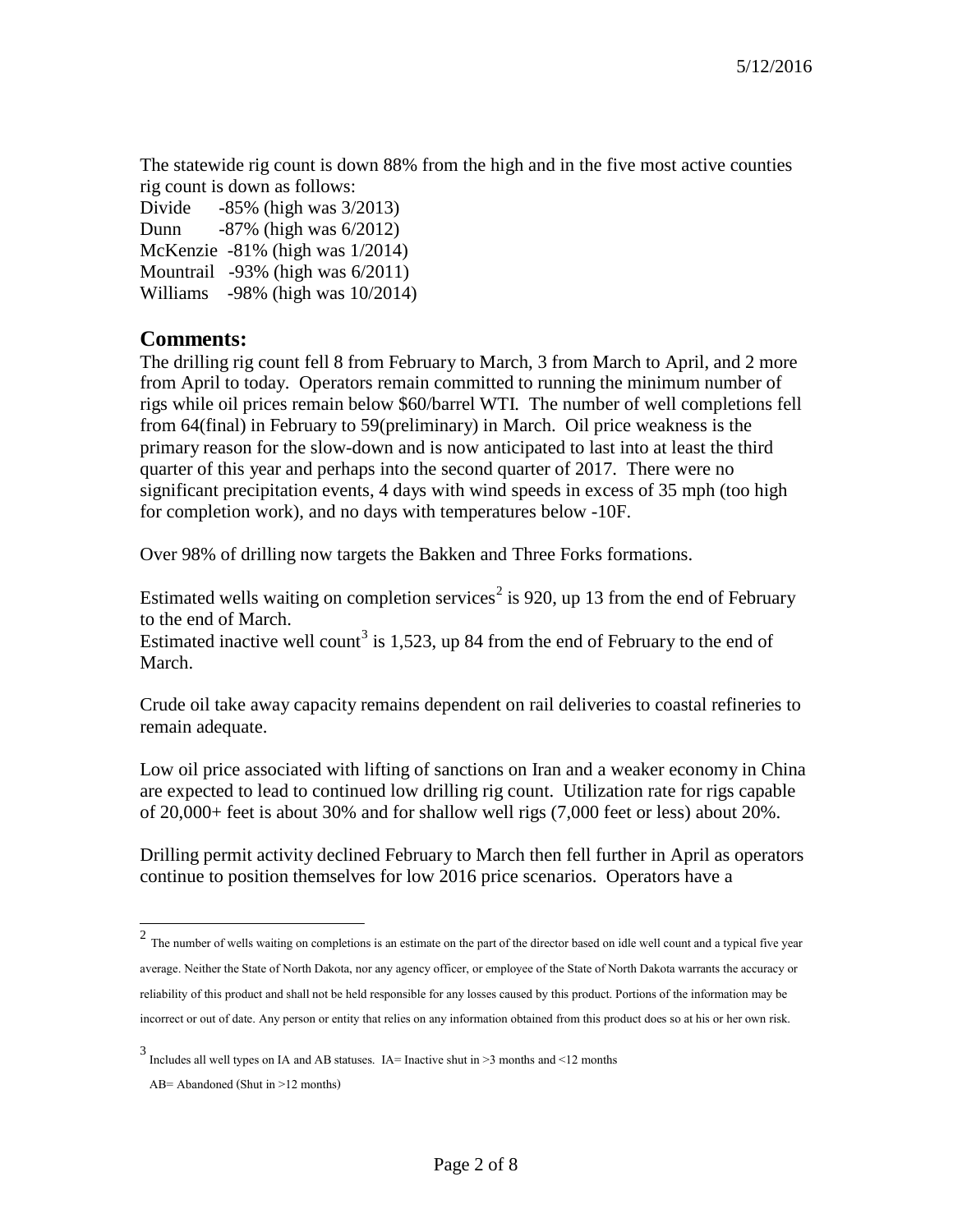The statewide rig count is down 88% from the high and in the five most active counties rig count is down as follows:

Divide -85% (high was 3/2013)
Dunn -87% (high was 6/2012)
McKenzie -81% (high was 1/2014)
Mountrail -93% (high was 6/2011)
Williams -98% (high was 10/2014)

## Comments:

The drilling rig count fell 8 from February to March, 3 from March to April, and 2 more from April to today. Operators remain committed to running the minimum number of rigs while oil prices remain below $60/barrel WTI. The number of well completions fell from 64(final) in February to 59(preliminary) in March. Oil price weakness is the primary reason for the slow-down and is now anticipated to last into at least the third quarter of this year and perhaps into the second quarter of 2017. There were no significant precipitation events, 4 days with wind speeds in excess of 35 mph (too high for completion work), and no days with temperatures below -10F.

Over 98% of drilling now targets the Bakken and Three Forks formations.

Estimated wells waiting on completion services[2] is 920, up 13 from the end of February to the end of March.
Estimated inactive well count[3] is 1,523, up 84 from the end of February to the end of March.

Crude oil take away capacity remains dependent on rail deliveries to coastal refineries to remain adequate.

Low oil price associated with lifting of sanctions on Iran and a weaker economy in China are expected to lead to continued low drilling rig count. Utilization rate for rigs capable of 20,000+ feet is about 30% and for shallow well rigs (7,000 feet or less) about 20%.

Drilling permit activity declined February to March then fell further in April as operators continue to position themselves for low 2016 price scenarios. Operators have a

---

[2] The number of wells waiting on completions is an estimate on the part of the director based on idle well count and a typical five year average. Neither the State of North Dakota, nor any agency officer, or employee of the State of North Dakota warrants the accuracy or reliability of this product and shall not be held responsible for any losses caused by this product. Portions of the information may be incorrect or out of date. Any person or entity that relies on any information obtained from this product does so at his or her own risk.

[3] Includes all well types on IA and AB statuses. IA= Inactive shut in >3 months and <12 months
AB= Abandoned (Shut in >12 months)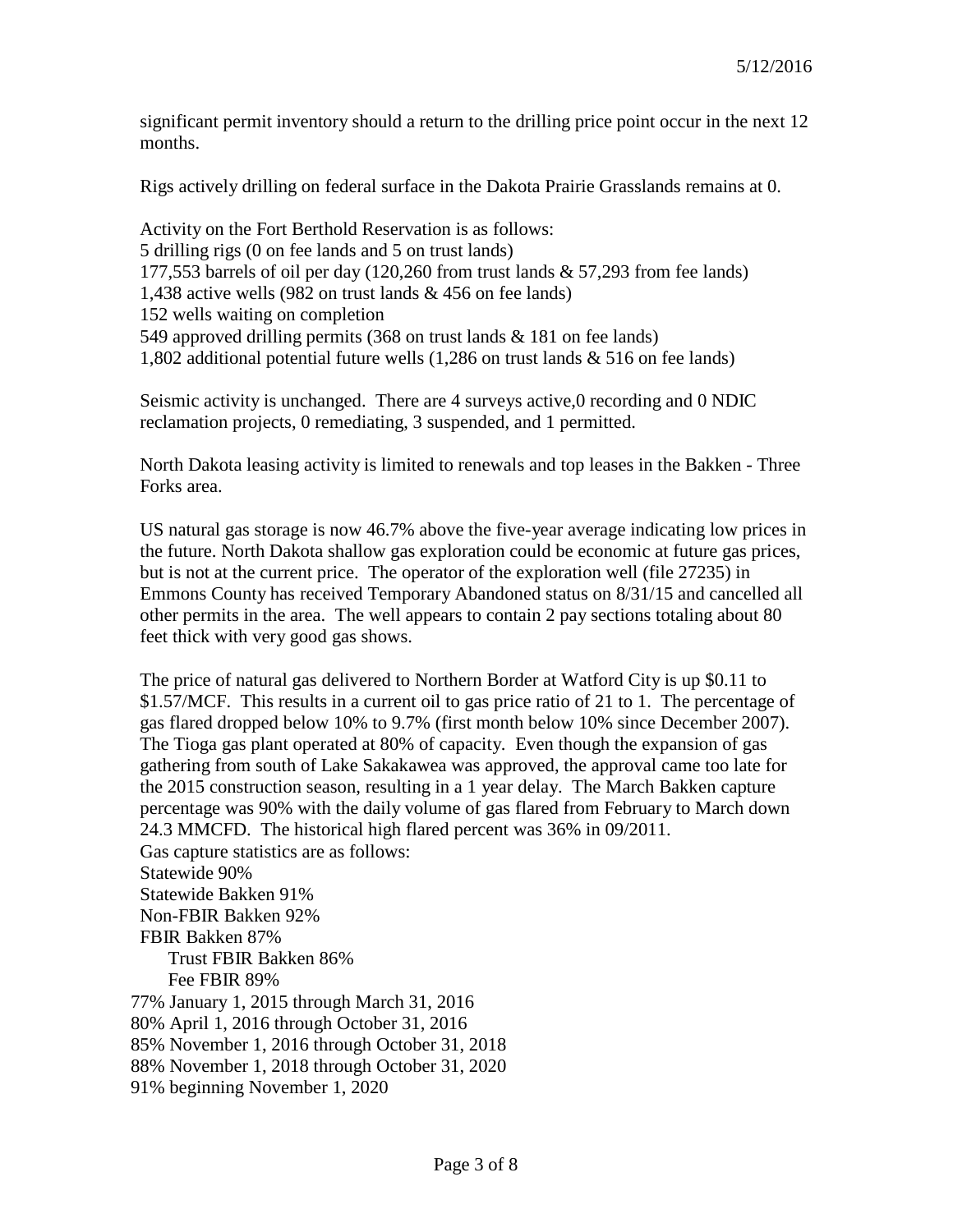significant permit inventory should a return to the drilling price point occur in the next 12 months.

Rigs actively drilling on federal surface in the Dakota Prairie Grasslands remains at 0.

Activity on the Fort Berthold Reservation is as follows:
5 drilling rigs (0 on fee lands and 5 on trust lands)
177,553 barrels of oil per day (120,260 from trust lands & 57,293 from fee lands)
1,438 active wells (982 on trust lands & 456 on fee lands)
152 wells waiting on completion
549 approved drilling permits (368 on trust lands & 181 on fee lands)
1,802 additional potential future wells (1,286 on trust lands & 516 on fee lands)

Seismic activity is unchanged. There are 4 surveys active,0 recording and 0 NDIC reclamation projects, 0 remediating, 3 suspended, and 1 permitted.

North Dakota leasing activity is limited to renewals and top leases in the Bakken - Three Forks area.

US natural gas storage is now 46.7% above the five-year average indicating low prices in the future. North Dakota shallow gas exploration could be economic at future gas prices, but is not at the current price. The operator of the exploration well (file 27235) in Emmons County has received Temporary Abandoned status on 8/31/15 and cancelled all other permits in the area. The well appears to contain 2 pay sections totaling about 80 feet thick with very good gas shows.

The price of natural gas delivered to Northern Border at Watford City is up $0.11 to $1.57/MCF. This results in a current oil to gas price ratio of 21 to 1. The percentage of gas flared dropped below 10% to 9.7% (first month below 10% since December 2007). The Tioga gas plant operated at 80% of capacity. Even though the expansion of gas gathering from south of Lake Sakakawea was approved, the approval came too late for the 2015 construction season, resulting in a 1 year delay. The March Bakken capture percentage was 90% with the daily volume of gas flared from February to March down 24.3 MMCFD. The historical high flared percent was 36% in 09/2011.
Gas capture statistics are as follows:
Statewide 90%
Statewide Bakken 91%
Non-FBIR Bakken 92%
FBIR Bakken 87%
  Trust FBIR Bakken 86%
  Fee FBIR 89%
77% January 1, 2015 through March 31, 2016
80% April 1, 2016 through October 31, 2016
85% November 1, 2016 through October 31, 2018
88% November 1, 2018 through October 31, 2020
91% beginning November 1, 2020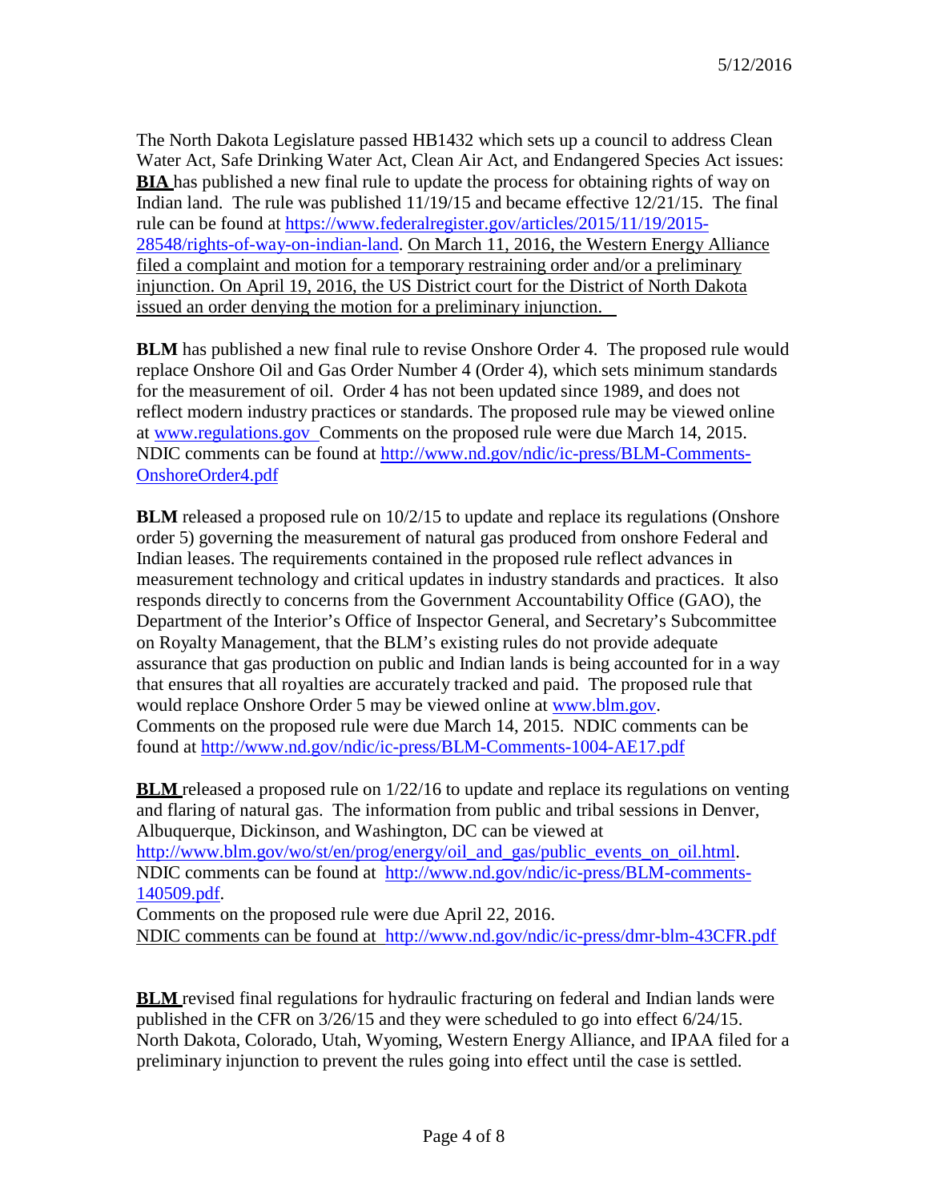The North Dakota Legislature passed HB1432 which sets up a council to address Clean Water Act, Safe Drinking Water Act, Clean Air Act, and Endangered Species Act issues:
**BIA** has published a new final rule to update the process for obtaining rights of way on Indian land. The rule was published 11/19/15 and became effective 12/21/15. The final rule can be found at https://www.federalregister.gov/articles/2015/11/19/2015-28548/rights-of-way-on-indian-land. On March 11, 2016, the Western Energy Alliance filed a complaint and motion for a temporary restraining order and/or a preliminary injunction. On April 19, 2016, the US District court for the District of North Dakota issued an order denying the motion for a preliminary injunction.

**BLM** has published a new final rule to revise Onshore Order 4. The proposed rule would replace Onshore Oil and Gas Order Number 4 (Order 4), which sets minimum standards for the measurement of oil. Order 4 has not been updated since 1989, and does not reflect modern industry practices or standards. The proposed rule may be viewed online at www.regulations.gov Comments on the proposed rule were due March 14, 2015. NDIC comments can be found at http://www.nd.gov/ndic/ic-press/BLM-Comments-OnshoreOrder4.pdf

**BLM** released a proposed rule on 10/2/15 to update and replace its regulations (Onshore order 5) governing the measurement of natural gas produced from onshore Federal and Indian leases. The requirements contained in the proposed rule reflect advances in measurement technology and critical updates in industry standards and practices. It also responds directly to concerns from the Government Accountability Office (GAO), the Department of the Interior's Office of Inspector General, and Secretary's Subcommittee on Royalty Management, that the BLM's existing rules do not provide adequate assurance that gas production on public and Indian lands is being accounted for in a way that ensures that all royalties are accurately tracked and paid. The proposed rule that would replace Onshore Order 5 may be viewed online at www.blm.gov. Comments on the proposed rule were due March 14, 2015. NDIC comments can be found at http://www.nd.gov/ndic/ic-press/BLM-Comments-1004-AE17.pdf

**BLM** released a proposed rule on 1/22/16 to update and replace its regulations on venting and flaring of natural gas. The information from public and tribal sessions in Denver, Albuquerque, Dickinson, and Washington, DC can be viewed at http://www.blm.gov/wo/st/en/prog/energy/oil_and_gas/public_events_on_oil.html. NDIC comments can be found at http://www.nd.gov/ndic/ic-press/BLM-comments-140509.pdf.
Comments on the proposed rule were due April 22, 2016.
NDIC comments can be found at http://www.nd.gov/ndic/ic-press/dmr-blm-43CFR.pdf

**BLM** revised final regulations for hydraulic fracturing on federal and Indian lands were published in the CFR on 3/26/15 and they were scheduled to go into effect 6/24/15. North Dakota, Colorado, Utah, Wyoming, Western Energy Alliance, and IPAA filed for a preliminary injunction to prevent the rules going into effect until the case is settled.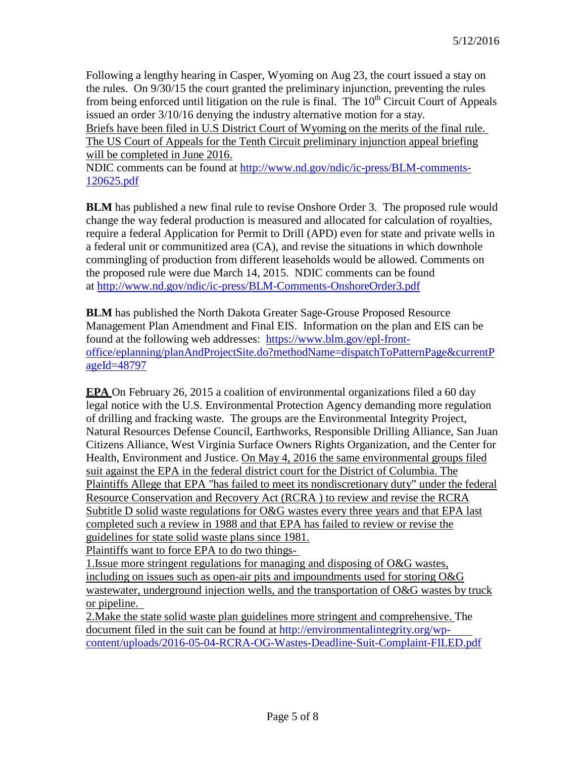Following a lengthy hearing in Casper, Wyoming on Aug 23, the court issued a stay on the rules. On 9/30/15 the court granted the preliminary injunction, preventing the rules from being enforced until litigation on the rule is final. The 10th Circuit Court of Appeals issued an order 3/10/16 denying the industry alternative motion for a stay.
Briefs have been filed in U.S District Court of Wyoming on the merits of the final rule. The US Court of Appeals for the Tenth Circuit preliminary injunction appeal briefing will be completed in June 2016.
NDIC comments can be found at http://www.nd.gov/ndic/ic-press/BLM-comments-120625.pdf

**BLM** has published a new final rule to revise Onshore Order 3. The proposed rule would change the way federal production is measured and allocated for calculation of royalties, require a federal Application for Permit to Drill (APD) even for state and private wells in a federal unit or communitized area (CA), and revise the situations in which downhole commingling of production from different leaseholds would be allowed. Comments on the proposed rule were due March 14, 2015. NDIC comments can be found at http://www.nd.gov/ndic/ic-press/BLM-Comments-OnshoreOrder3.pdf

**BLM** has published the North Dakota Greater Sage-Grouse Proposed Resource Management Plan Amendment and Final EIS. Information on the plan and EIS can be found at the following web addresses: https://www.blm.gov/epl-front-office/eplanning/planAndProjectSite.do?methodName=dispatchToPatternPage&currentPageId=48797

**EPA** On February 26, 2015 a coalition of environmental organizations filed a 60 day legal notice with the U.S. Environmental Protection Agency demanding more regulation of drilling and fracking waste. The groups are the Environmental Integrity Project, Natural Resources Defense Council, Earthworks, Responsible Drilling Alliance, San Juan Citizens Alliance, West Virginia Surface Owners Rights Organization, and the Center for Health, Environment and Justice. On May 4, 2016 the same environmental groups filed suit against the EPA in the federal district court for the District of Columbia. The Plaintiffs Allege that EPA "has failed to meet its nondiscretionary duty" under the federal Resource Conservation and Recovery Act (RCRA ) to review and revise the RCRA Subtitle D solid waste regulations for O&G wastes every three years and that EPA last completed such a review in 1988 and that EPA has failed to review or revise the guidelines for state solid waste plans since 1981.
Plaintiffs want to force EPA to do two things-

1. Issue more stringent regulations for managing and disposing of O&G wastes, including on issues such as open-air pits and impoundments used for storing O&G wastewater, underground injection wells, and the transportation of O&G wastes by truck or pipeline.
2. Make the state solid waste plan guidelines more stringent and comprehensive. The document filed in the suit can be found at http://environmentalintegrity.org/wp-content/uploads/2016-05-04-RCRA-OG-Wastes-Deadline-Suit-Complaint-FILED.pdf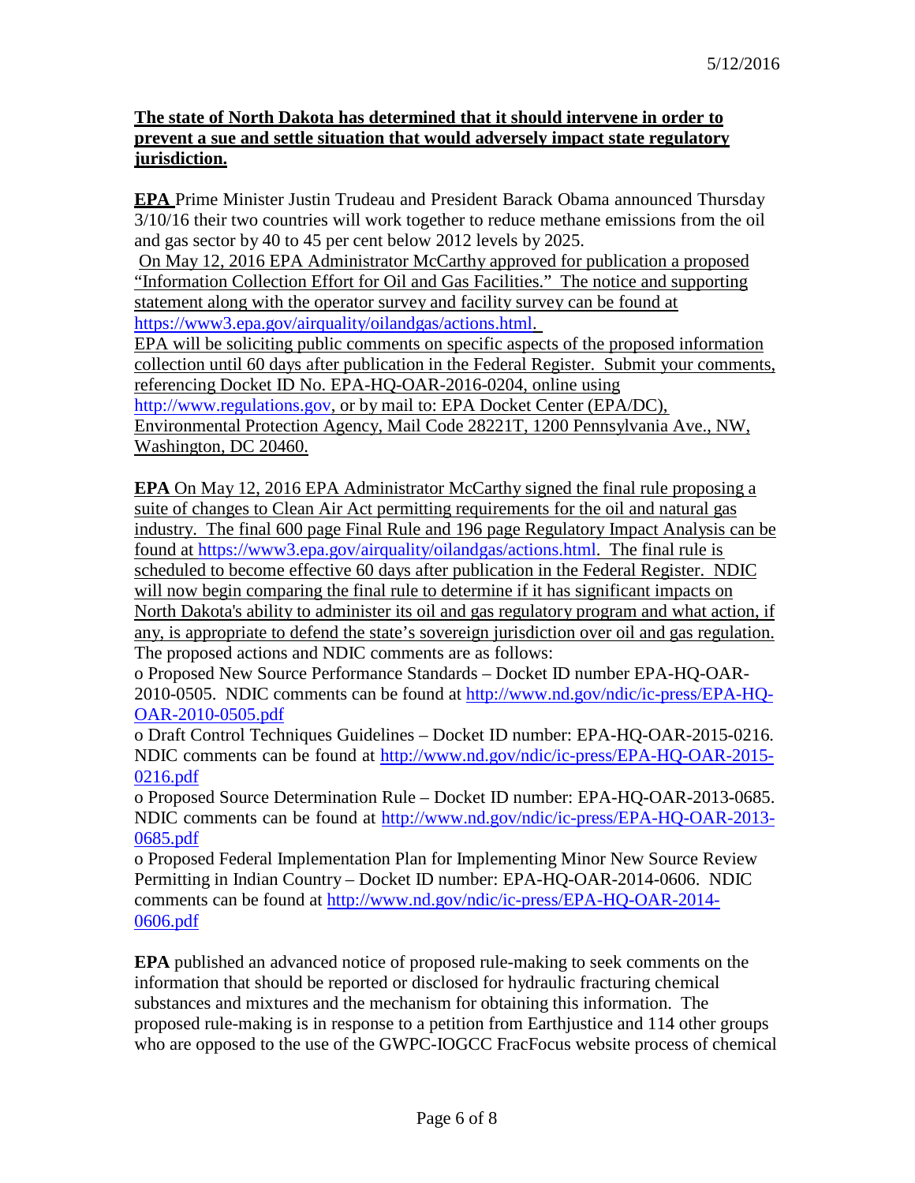5/12/2016

**The state of North Dakota has determined that it should intervene in order to prevent a sue and settle situation that would adversely impact state regulatory jurisdiction.**

**EPA** Prime Minister Justin Trudeau and President Barack Obama announced Thursday 3/10/16 their two countries will work together to reduce methane emissions from the oil and gas sector by 40 to 45 per cent below 2012 levels by 2025.
On May 12, 2016 EPA Administrator McCarthy approved for publication a proposed "Information Collection Effort for Oil and Gas Facilities." The notice and supporting statement along with the operator survey and facility survey can be found at https://www3.epa.gov/airquality/oilandgas/actions.html.
EPA will be soliciting public comments on specific aspects of the proposed information collection until 60 days after publication in the Federal Register. Submit your comments, referencing Docket ID No. EPA-HQ-OAR-2016-0204, online using http://www.regulations.gov, or by mail to: EPA Docket Center (EPA/DC), Environmental Protection Agency, Mail Code 28221T, 1200 Pennsylvania Ave., NW, Washington, DC 20460.

**EPA** On May 12, 2016 EPA Administrator McCarthy signed the final rule proposing a suite of changes to Clean Air Act permitting requirements for the oil and natural gas industry. The final 600 page Final Rule and 196 page Regulatory Impact Analysis can be found at https://www3.epa.gov/airquality/oilandgas/actions.html. The final rule is scheduled to become effective 60 days after publication in the Federal Register. NDIC will now begin comparing the final rule to determine if it has significant impacts on North Dakota's ability to administer its oil and gas regulatory program and what action, if any, is appropriate to defend the state's sovereign jurisdiction over oil and gas regulation. The proposed actions and NDIC comments are as follows:

- Proposed New Source Performance Standards – Docket ID number EPA-HQ-OAR-2010-0505. NDIC comments can be found at http://www.nd.gov/ndic/ic-press/EPA-HQ-OAR-2010-0505.pdf
- Draft Control Techniques Guidelines – Docket ID number: EPA-HQ-OAR-2015-0216. NDIC comments can be found at http://www.nd.gov/ndic/ic-press/EPA-HQ-OAR-2015-0216.pdf
- Proposed Source Determination Rule – Docket ID number: EPA-HQ-OAR-2013-0685. NDIC comments can be found at http://www.nd.gov/ndic/ic-press/EPA-HQ-OAR-2013-0685.pdf
- Proposed Federal Implementation Plan for Implementing Minor New Source Review Permitting in Indian Country – Docket ID number: EPA-HQ-OAR-2014-0606. NDIC comments can be found at http://www.nd.gov/ndic/ic-press/EPA-HQ-OAR-2014-0606.pdf

**EPA** published an advanced notice of proposed rule-making to seek comments on the information that should be reported or disclosed for hydraulic fracturing chemical substances and mixtures and the mechanism for obtaining this information. The proposed rule-making is in response to a petition from Earthjustice and 114 other groups who are opposed to the use of the GWPC-IOGCC FracFocus website process of chemical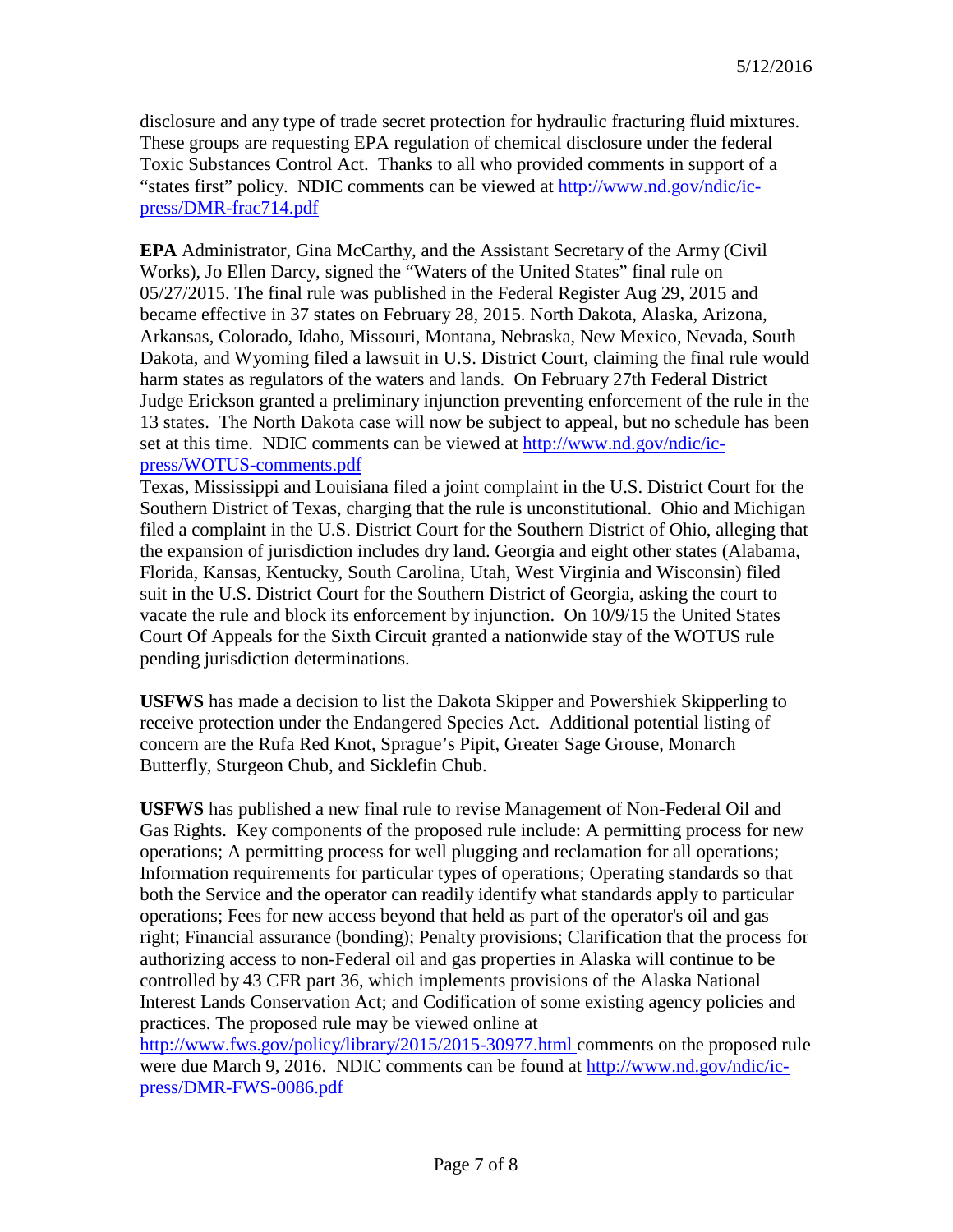disclosure and any type of trade secret protection for hydraulic fracturing fluid mixtures. These groups are requesting EPA regulation of chemical disclosure under the federal Toxic Substances Control Act. Thanks to all who provided comments in support of a "states first" policy. NDIC comments can be viewed at http://www.nd.gov/ndic/ic-press/DMR-frac714.pdf

**EPA** Administrator, Gina McCarthy, and the Assistant Secretary of the Army (Civil Works), Jo Ellen Darcy, signed the "Waters of the United States" final rule on 05/27/2015. The final rule was published in the Federal Register Aug 29, 2015 and became effective in 37 states on February 28, 2015. North Dakota, Alaska, Arizona, Arkansas, Colorado, Idaho, Missouri, Montana, Nebraska, New Mexico, Nevada, South Dakota, and Wyoming filed a lawsuit in U.S. District Court, claiming the final rule would harm states as regulators of the waters and lands. On February 27th Federal District Judge Erickson granted a preliminary injunction preventing enforcement of the rule in the 13 states. The North Dakota case will now be subject to appeal, but no schedule has been set at this time. NDIC comments can be viewed at http://www.nd.gov/ndic/ic-press/WOTUS-comments.pdf

Texas, Mississippi and Louisiana filed a joint complaint in the U.S. District Court for the Southern District of Texas, charging that the rule is unconstitutional. Ohio and Michigan filed a complaint in the U.S. District Court for the Southern District of Ohio, alleging that the expansion of jurisdiction includes dry land. Georgia and eight other states (Alabama, Florida, Kansas, Kentucky, South Carolina, Utah, West Virginia and Wisconsin) filed suit in the U.S. District Court for the Southern District of Georgia, asking the court to vacate the rule and block its enforcement by injunction. On 10/9/15 the United States Court Of Appeals for the Sixth Circuit granted a nationwide stay of the WOTUS rule pending jurisdiction determinations.

**USFWS** has made a decision to list the Dakota Skipper and Powershiek Skipperling to receive protection under the Endangered Species Act. Additional potential listing of concern are the Rufa Red Knot, Sprague's Pipit, Greater Sage Grouse, Monarch Butterfly, Sturgeon Chub, and Sicklefin Chub.

**USFWS** has published a new final rule to revise Management of Non-Federal Oil and Gas Rights. Key components of the proposed rule include: A permitting process for new operations; A permitting process for well plugging and reclamation for all operations; Information requirements for particular types of operations; Operating standards so that both the Service and the operator can readily identify what standards apply to particular operations; Fees for new access beyond that held as part of the operator's oil and gas right; Financial assurance (bonding); Penalty provisions; Clarification that the process for authorizing access to non-Federal oil and gas properties in Alaska will continue to be controlled by 43 CFR part 36, which implements provisions of the Alaska National Interest Lands Conservation Act; and Codification of some existing agency policies and practices. The proposed rule may be viewed online at http://www.fws.gov/policy/library/2015/2015-30977.html comments on the proposed rule were due March 9, 2016. NDIC comments can be found at http://www.nd.gov/ndic/ic-press/DMR-FWS-0086.pdf